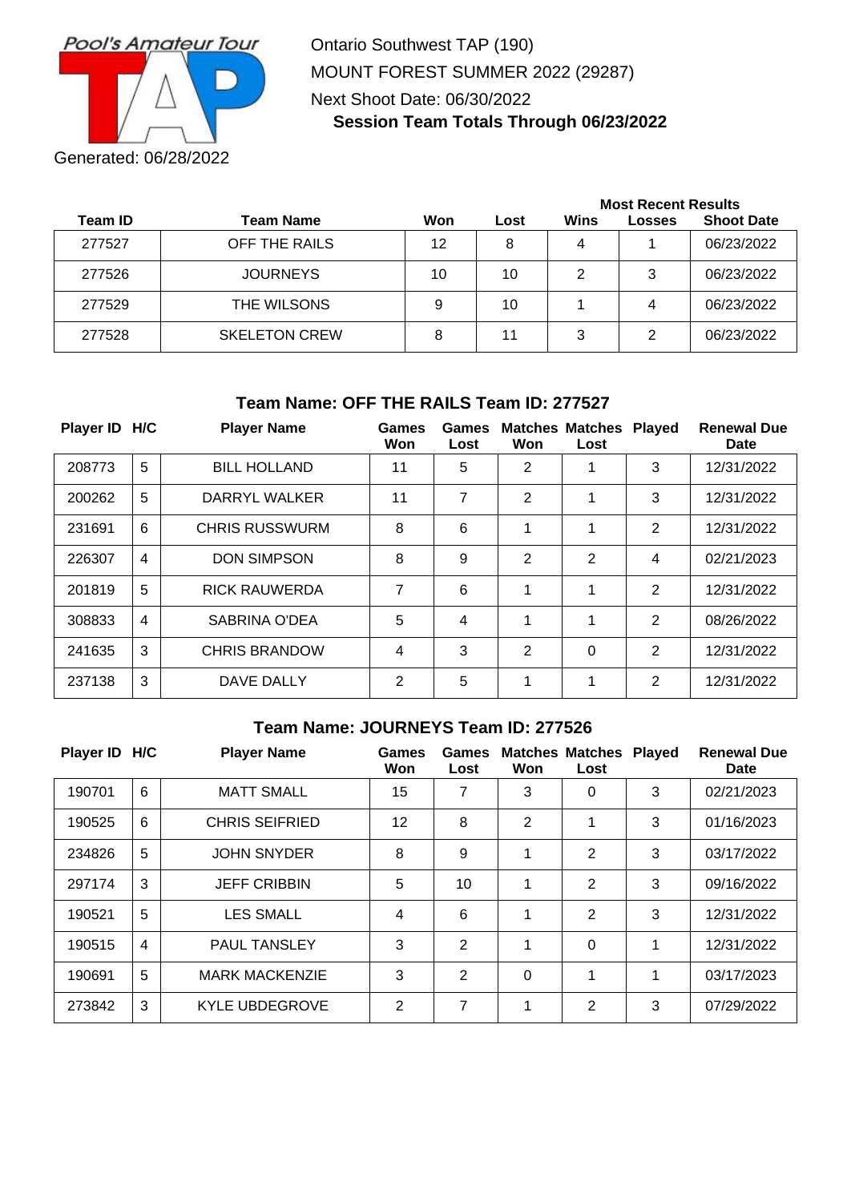Pool's Amateur Tour

TAP

Generated: 06/28/2022

Ontario Southwest TAP (190)
MOUNT FOREST SUMMER 2022 (29287)
Next Shoot Date: 06/30/2022

**Session Team Totals Through 06/23/2022**

| Team ID | Team Name | Won | Lost | Most Recent Results | | |
|---|---|---|---|---|---|---|
| | | | | Wins | Losses | Shoot Date |
| 277527 | OFF THE RAILS | 12 | 8 | 4 | 1 | 06/23/2022 |
| 277526 | JOURNEYS | 10 | 10 | 2 | 3 | 06/23/2022 |
| 277529 | THE WILSONS | 9 | 10 | 1 | 4 | 06/23/2022 |
| 277528 | SKELETON CREW | 8 | 11 | 3 | 2 | 06/23/2022 |

### Team Name: OFF THE RAILS Team ID: 277527

| Player ID | H/C | Player Name | Games Won | Games Lost | Matches Won | Matches Lost | Played | Renewal Due Date |
|---|---|---|---|---|---|---|---|---|
| 208773 | 5 | BILL HOLLAND | 11 | 5 | 2 | 1 | 3 | 12/31/2022 |
| 200262 | 5 | DARRYL WALKER | 11 | 7 | 2 | 1 | 3 | 12/31/2022 |
| 231691 | 6 | CHRIS RUSSWURM | 8 | 6 | 1 | 1 | 2 | 12/31/2022 |
| 226307 | 4 | DON SIMPSON | 8 | 9 | 2 | 2 | 4 | 02/21/2023 |
| 201819 | 5 | RICK RAUWERDA | 7 | 6 | 1 | 1 | 2 | 12/31/2022 |
| 308833 | 4 | SABRINA O'DEA | 5 | 4 | 1 | 1 | 2 | 08/26/2022 |
| 241635 | 3 | CHRIS BRANDOW | 4 | 3 | 2 | 0 | 2 | 12/31/2022 |
| 237138 | 3 | DAVE DALLY | 2 | 5 | 1 | 1 | 2 | 12/31/2022 |

### Team Name: JOURNEYS Team ID: 277526

| Player ID | H/C | Player Name | Games Won | Games Lost | Matches Won | Matches Lost | Played | Renewal Due Date |
|---|---|---|---|---|---|---|---|---|
| 190701 | 6 | MATT SMALL | 15 | 7 | 3 | 0 | 3 | 02/21/2023 |
| 190525 | 6 | CHRIS SEIFRIED | 12 | 8 | 2 | 1 | 3 | 01/16/2023 |
| 234826 | 5 | JOHN SNYDER | 8 | 9 | 1 | 2 | 3 | 03/17/2022 |
| 297174 | 3 | JEFF CRIBBIN | 5 | 10 | 1 | 2 | 3 | 09/16/2022 |
| 190521 | 5 | LES SMALL | 4 | 6 | 1 | 2 | 3 | 12/31/2022 |
| 190515 | 4 | PAUL TANSLEY | 3 | 2 | 1 | 0 | 1 | 12/31/2022 |
| 190691 | 5 | MARK MACKENZIE | 3 | 2 | 0 | 1 | 1 | 03/17/2023 |
| 273842 | 3 | KYLE UBDEGROVE | 2 | 7 | 1 | 2 | 3 | 07/29/2022 |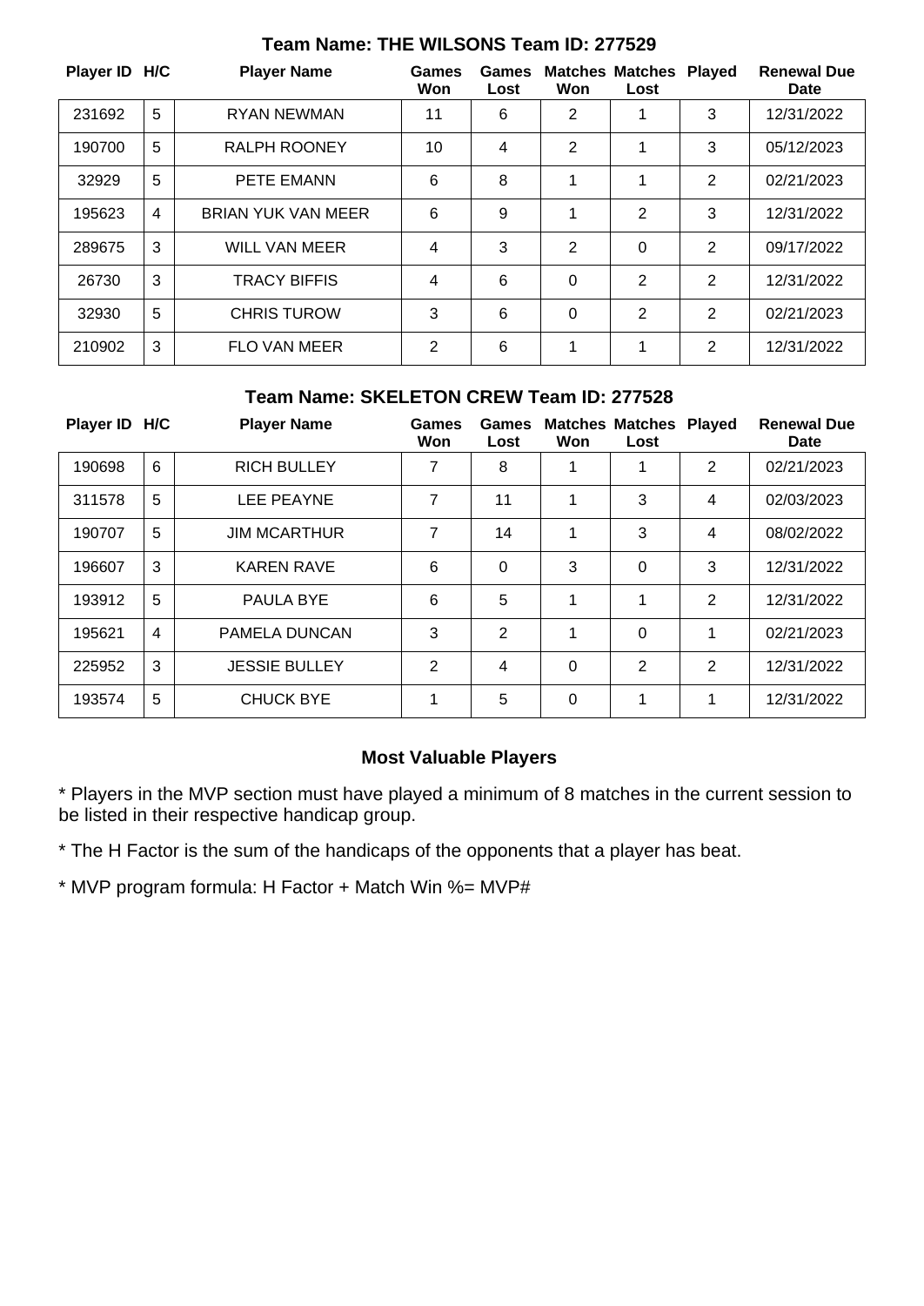### Team Name: THE WILSONS Team ID: 277529

| Player ID | H/C | Player Name | Games Won | Games Lost | Matches Won | Matches Lost | Played | Renewal Due Date |
|---|---|---|---|---|---|---|---|---|
| 231692 | 5 | RYAN NEWMAN | 11 | 6 | 2 | 1 | 3 | 12/31/2022 |
| 190700 | 5 | RALPH ROONEY | 10 | 4 | 2 | 1 | 3 | 05/12/2023 |
| 32929 | 5 | PETE EMANN | 6 | 8 | 1 | 1 | 2 | 02/21/2023 |
| 195623 | 4 | BRIAN YUK VAN MEER | 6 | 9 | 1 | 2 | 3 | 12/31/2022 |
| 289675 | 3 | WILL VAN MEER | 4 | 3 | 2 | 0 | 2 | 09/17/2022 |
| 26730 | 3 | TRACY BIFFIS | 4 | 6 | 0 | 2 | 2 | 12/31/2022 |
| 32930 | 5 | CHRIS TUROW | 3 | 6 | 0 | 2 | 2 | 02/21/2023 |
| 210902 | 3 | FLO VAN MEER | 2 | 6 | 1 | 1 | 2 | 12/31/2022 |

### Team Name: SKELETON CREW Team ID: 277528

| Player ID | H/C | Player Name | Games Won | Games Lost | Matches Won | Matches Lost | Played | Renewal Due Date |
|---|---|---|---|---|---|---|---|---|
| 190698 | 6 | RICH BULLEY | 7 | 8 | 1 | 1 | 2 | 02/21/2023 |
| 311578 | 5 | LEE PEAYNE | 7 | 11 | 1 | 3 | 4 | 02/03/2023 |
| 190707 | 5 | JIM MCARTHUR | 7 | 14 | 1 | 3 | 4 | 08/02/2022 |
| 196607 | 3 | KAREN RAVE | 6 | 0 | 3 | 0 | 3 | 12/31/2022 |
| 193912 | 5 | PAULA BYE | 6 | 5 | 1 | 1 | 2 | 12/31/2022 |
| 195621 | 4 | PAMELA DUNCAN | 3 | 2 | 1 | 0 | 1 | 02/21/2023 |
| 225952 | 3 | JESSIE BULLEY | 2 | 4 | 0 | 2 | 2 | 12/31/2022 |
| 193574 | 5 | CHUCK BYE | 1 | 5 | 0 | 1 | 1 | 12/31/2022 |

### Most Valuable Players

* Players in the MVP section must have played a minimum of 8 matches in the current session to be listed in their respective handicap group.

* The H Factor is the sum of the handicaps of the opponents that a player has beat.

* MVP program formula: H Factor + Match Win %= MVP#